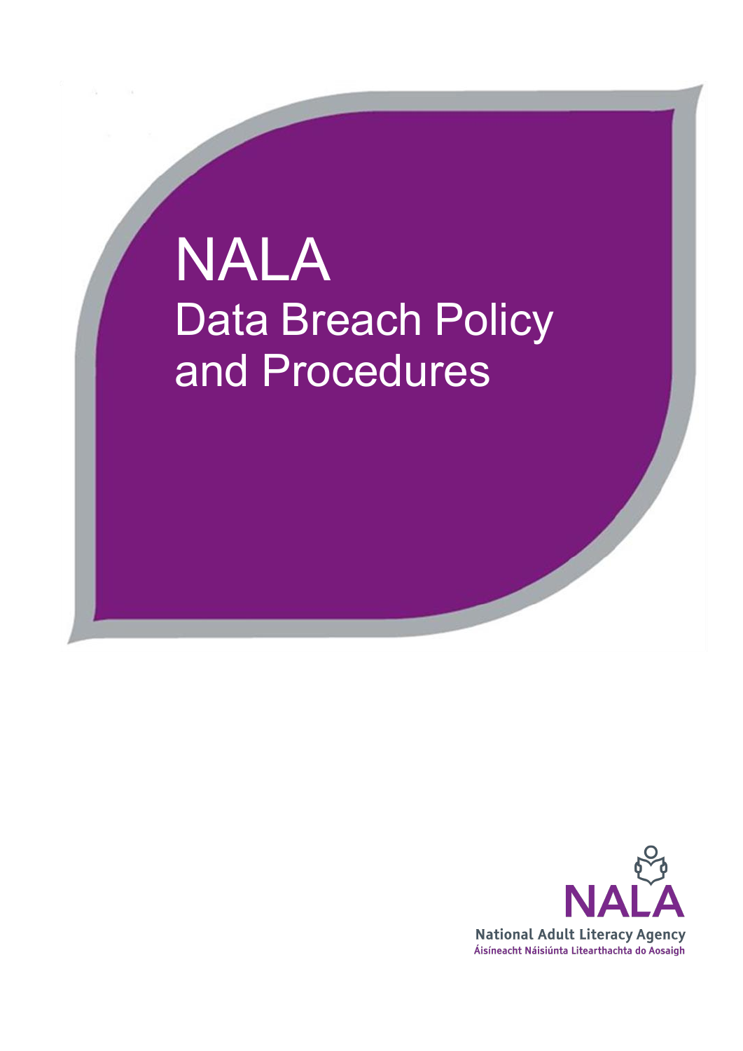# NALA

## Data Breach Policy and Procedures

NALA

National Adult Literacy Agency

Áisíneacht Náisiúnta Litearthachta do Aosaigh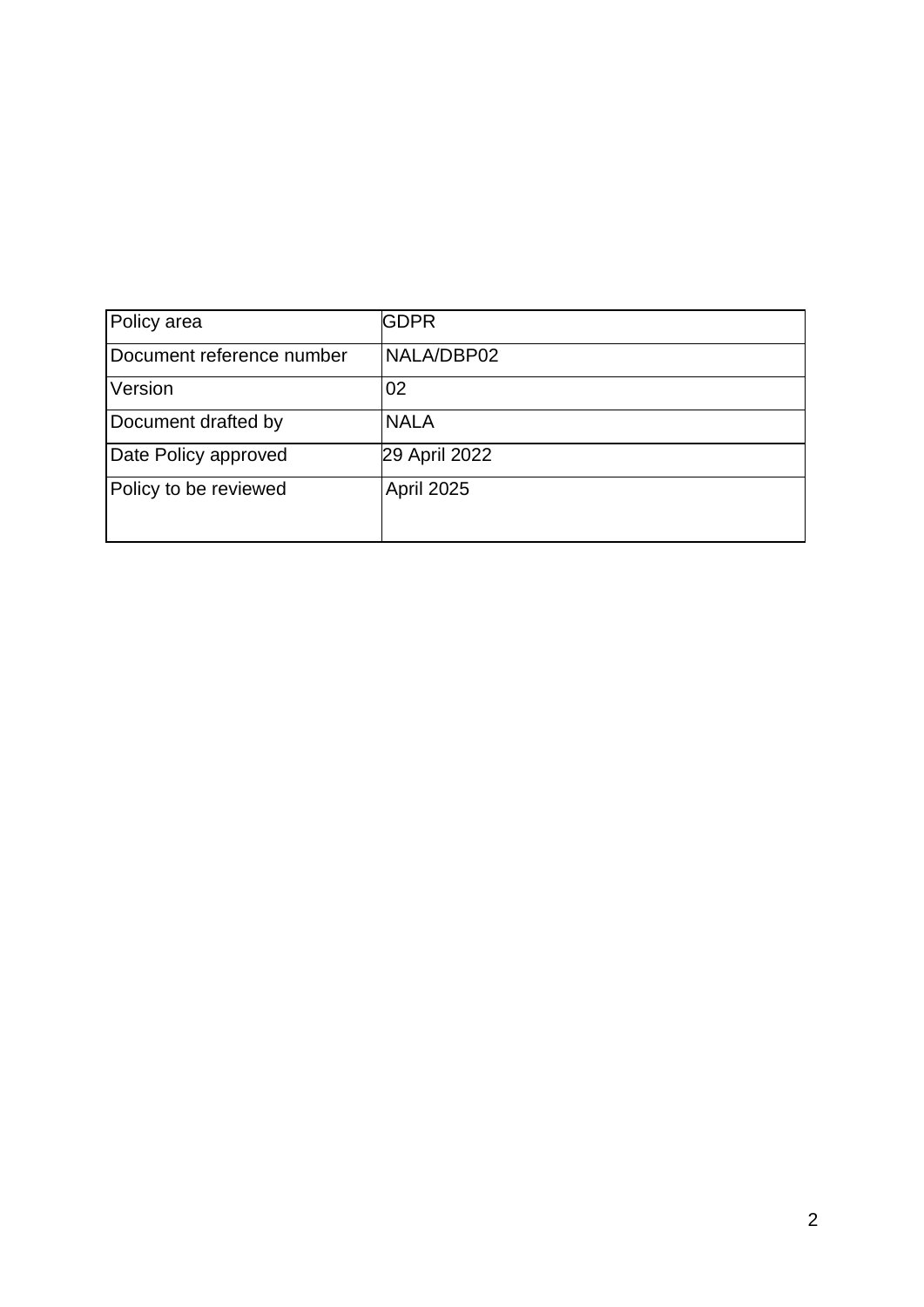| Policy area | GDPR |
| --- | --- |
| Document reference number | NALA/DBP02 |
| Version | 02 |
| Document drafted by | NALA |
| Date Policy approved | 29 April 2022 |
| Policy to be reviewed | April 2025 |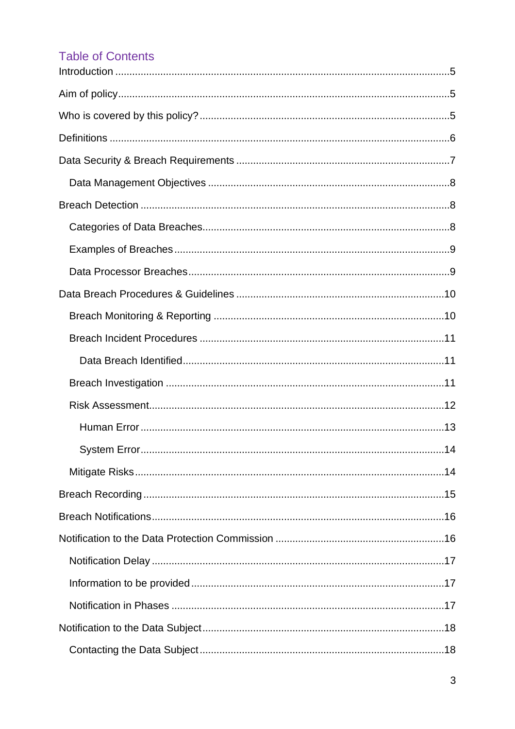## Table of Contents

Introduction ..... 5

Aim of policy ..... 5

Who is covered by this policy? ..... 5

Definitions ..... 6

Data Security & Breach Requirements ..... 7

- Data Management Objectives ..... 8

Breach Detection ..... 8

- Categories of Data Breaches ..... 8
- Examples of Breaches ..... 9
- Data Processor Breaches ..... 9

Data Breach Procedures & Guidelines ..... 10

- Breach Monitoring & Reporting ..... 10
- Breach Incident Procedures ..... 11
  - Data Breach Identified ..... 11
- Breach Investigation ..... 11
- Risk Assessment ..... 12
  - Human Error ..... 13
  - System Error ..... 14
- Mitigate Risks ..... 14

Breach Recording ..... 15

Breach Notifications ..... 16

Notification to the Data Protection Commission ..... 16

- Notification Delay ..... 17
- Information to be provided ..... 17
- Notification in Phases ..... 17

Notification to the Data Subject ..... 18

- Contacting the Data Subject ..... 18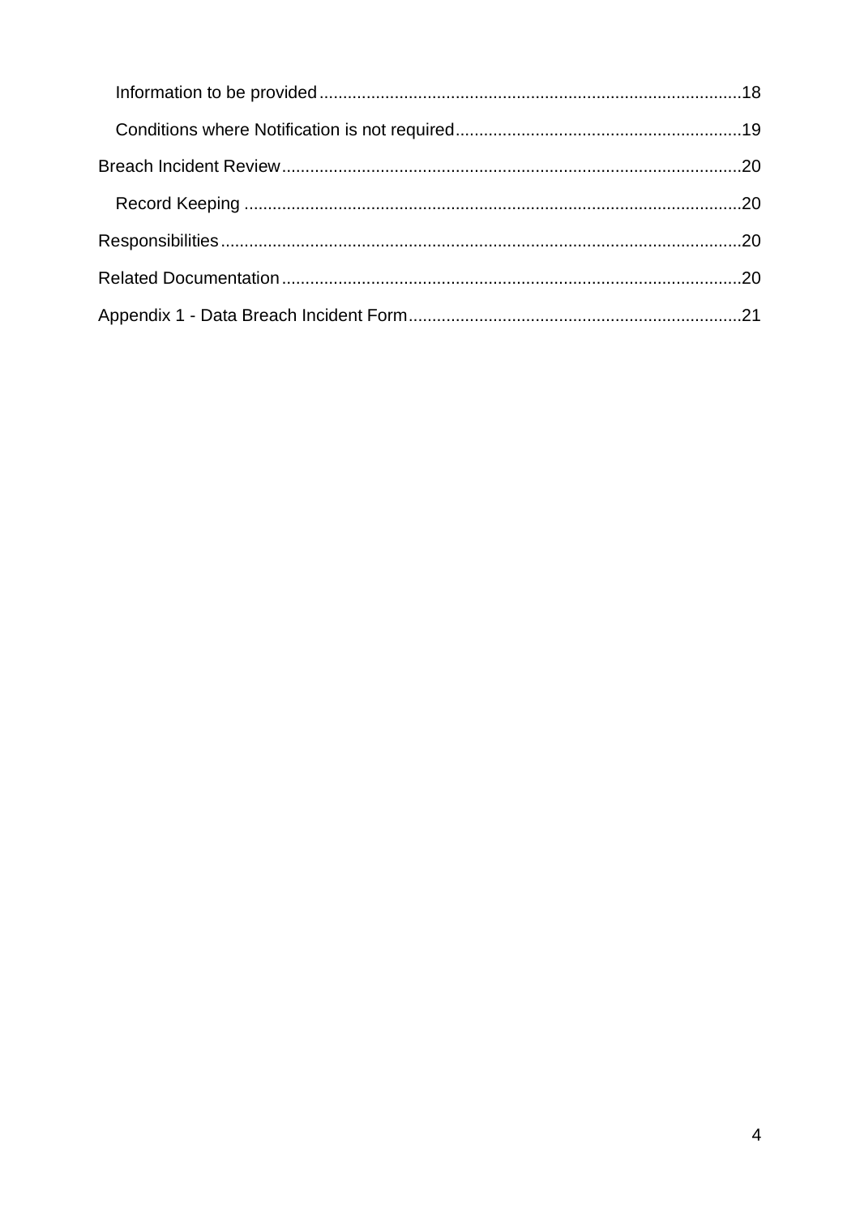- Information to be provided .......... 18
- Conditions where Notification is not required .......... 19

Breach Incident Review .......... 20

- Record Keeping .......... 20

Responsibilities .......... 20

Related Documentation .......... 20

Appendix 1 - Data Breach Incident Form .......... 21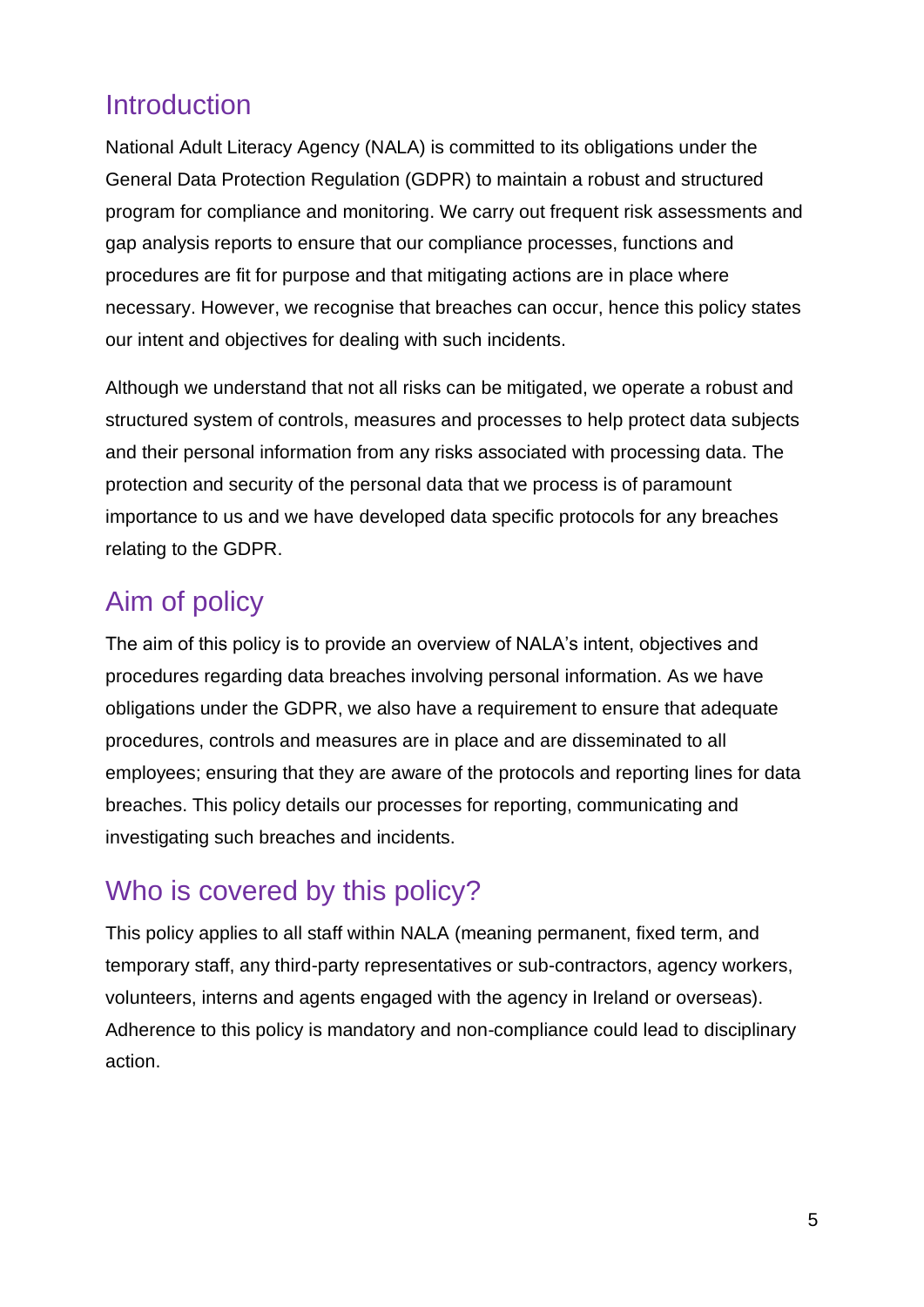## Introduction

National Adult Literacy Agency (NALA) is committed to its obligations under the General Data Protection Regulation (GDPR) to maintain a robust and structured program for compliance and monitoring. We carry out frequent risk assessments and gap analysis reports to ensure that our compliance processes, functions and procedures are fit for purpose and that mitigating actions are in place where necessary. However, we recognise that breaches can occur, hence this policy states our intent and objectives for dealing with such incidents.

Although we understand that not all risks can be mitigated, we operate a robust and structured system of controls, measures and processes to help protect data subjects and their personal information from any risks associated with processing data. The protection and security of the personal data that we process is of paramount importance to us and we have developed data specific protocols for any breaches relating to the GDPR.

## Aim of policy

The aim of this policy is to provide an overview of NALA's intent, objectives and procedures regarding data breaches involving personal information. As we have obligations under the GDPR, we also have a requirement to ensure that adequate procedures, controls and measures are in place and are disseminated to all employees; ensuring that they are aware of the protocols and reporting lines for data breaches. This policy details our processes for reporting, communicating and investigating such breaches and incidents.

## Who is covered by this policy?

This policy applies to all staff within NALA (meaning permanent, fixed term, and temporary staff, any third-party representatives or sub-contractors, agency workers, volunteers, interns and agents engaged with the agency in Ireland or overseas). Adherence to this policy is mandatory and non-compliance could lead to disciplinary action.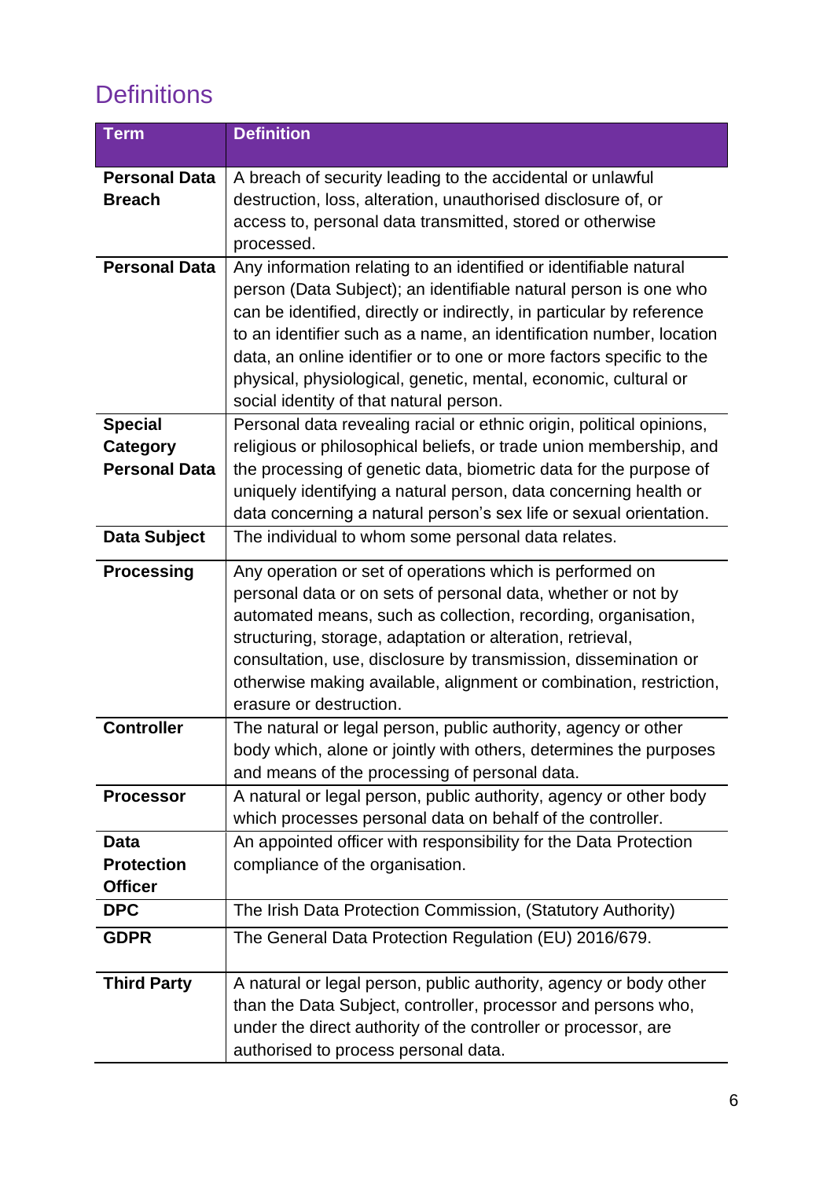## Definitions

| Term | Definition |
|---|---|
| **Personal Data Breach** | A breach of security leading to the accidental or unlawful destruction, loss, alteration, unauthorised disclosure of, or access to, personal data transmitted, stored or otherwise processed. |
| **Personal Data** | Any information relating to an identified or identifiable natural person (Data Subject); an identifiable natural person is one who can be identified, directly or indirectly, in particular by reference to an identifier such as a name, an identification number, location data, an online identifier or to one or more factors specific to the physical, physiological, genetic, mental, economic, cultural or social identity of that natural person. |
| **Special Category Personal Data** | Personal data revealing racial or ethnic origin, political opinions, religious or philosophical beliefs, or trade union membership, and the processing of genetic data, biometric data for the purpose of uniquely identifying a natural person, data concerning health or data concerning a natural person's sex life or sexual orientation. |
| **Data Subject** | The individual to whom some personal data relates. |
| **Processing** | Any operation or set of operations which is performed on personal data or on sets of personal data, whether or not by automated means, such as collection, recording, organisation, structuring, storage, adaptation or alteration, retrieval, consultation, use, disclosure by transmission, dissemination or otherwise making available, alignment or combination, restriction, erasure or destruction. |
| **Controller** | The natural or legal person, public authority, agency or other body which, alone or jointly with others, determines the purposes and means of the processing of personal data. |
| **Processor** | A natural or legal person, public authority, agency or other body which processes personal data on behalf of the controller. |
| **Data Protection Officer** | An appointed officer with responsibility for the Data Protection compliance of the organisation. |
| **DPC** | The Irish Data Protection Commission, (Statutory Authority) |
| **GDPR** | The General Data Protection Regulation (EU) 2016/679. |
| **Third Party** | A natural or legal person, public authority, agency or body other than the Data Subject, controller, processor and persons who, under the direct authority of the controller or processor, are authorised to process personal data. |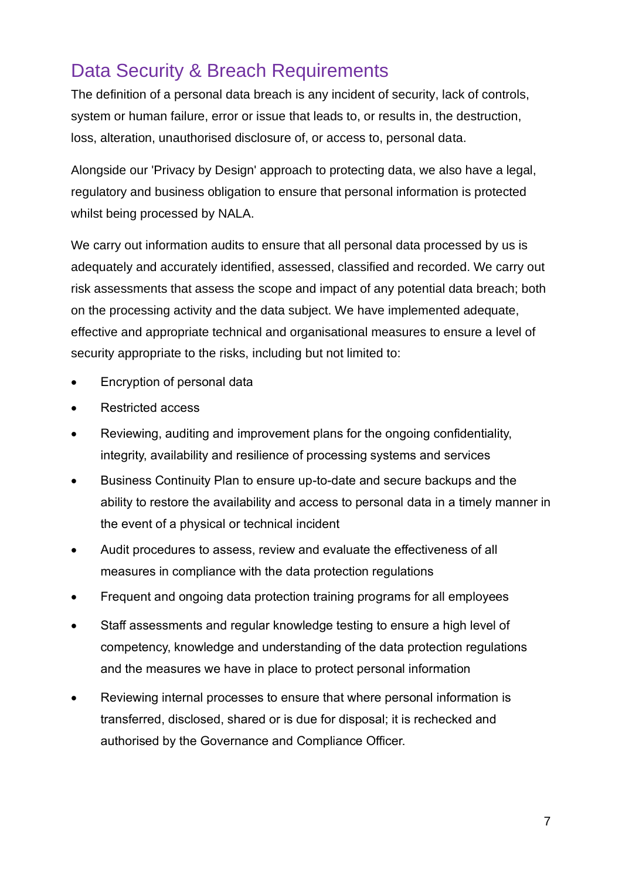## Data Security & Breach Requirements

The definition of a personal data breach is any incident of security, lack of controls, system or human failure, error or issue that leads to, or results in, the destruction, loss, alteration, unauthorised disclosure of, or access to, personal data.

Alongside our 'Privacy by Design' approach to protecting data, we also have a legal, regulatory and business obligation to ensure that personal information is protected whilst being processed by NALA.

We carry out information audits to ensure that all personal data processed by us is adequately and accurately identified, assessed, classified and recorded. We carry out risk assessments that assess the scope and impact of any potential data breach; both on the processing activity and the data subject. We have implemented adequate, effective and appropriate technical and organisational measures to ensure a level of security appropriate to the risks, including but not limited to:

- Encryption of personal data
- Restricted access
- Reviewing, auditing and improvement plans for the ongoing confidentiality, integrity, availability and resilience of processing systems and services
- Business Continuity Plan to ensure up-to-date and secure backups and the ability to restore the availability and access to personal data in a timely manner in the event of a physical or technical incident
- Audit procedures to assess, review and evaluate the effectiveness of all measures in compliance with the data protection regulations
- Frequent and ongoing data protection training programs for all employees
- Staff assessments and regular knowledge testing to ensure a high level of competency, knowledge and understanding of the data protection regulations and the measures we have in place to protect personal information
- Reviewing internal processes to ensure that where personal information is transferred, disclosed, shared or is due for disposal; it is rechecked and authorised by the Governance and Compliance Officer.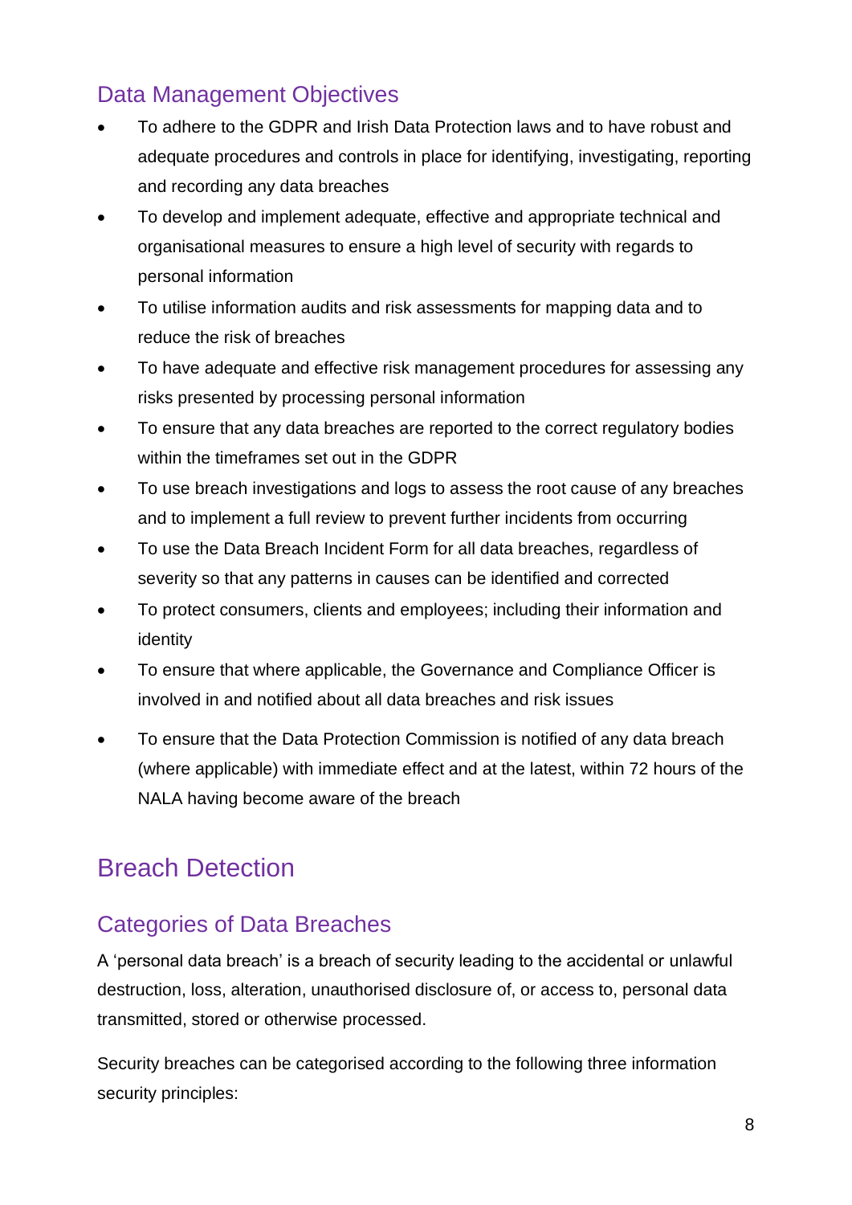## Data Management Objectives

- To adhere to the GDPR and Irish Data Protection laws and to have robust and adequate procedures and controls in place for identifying, investigating, reporting and recording any data breaches
- To develop and implement adequate, effective and appropriate technical and organisational measures to ensure a high level of security with regards to personal information
- To utilise information audits and risk assessments for mapping data and to reduce the risk of breaches
- To have adequate and effective risk management procedures for assessing any risks presented by processing personal information
- To ensure that any data breaches are reported to the correct regulatory bodies within the timeframes set out in the GDPR
- To use breach investigations and logs to assess the root cause of any breaches and to implement a full review to prevent further incidents from occurring
- To use the Data Breach Incident Form for all data breaches, regardless of severity so that any patterns in causes can be identified and corrected
- To protect consumers, clients and employees; including their information and identity
- To ensure that where applicable, the Governance and Compliance Officer is involved in and notified about all data breaches and risk issues
- To ensure that the Data Protection Commission is notified of any data breach (where applicable) with immediate effect and at the latest, within 72 hours of the NALA having become aware of the breach

# Breach Detection

## Categories of Data Breaches

A 'personal data breach' is a breach of security leading to the accidental or unlawful destruction, loss, alteration, unauthorised disclosure of, or access to, personal data transmitted, stored or otherwise processed.

Security breaches can be categorised according to the following three information security principles: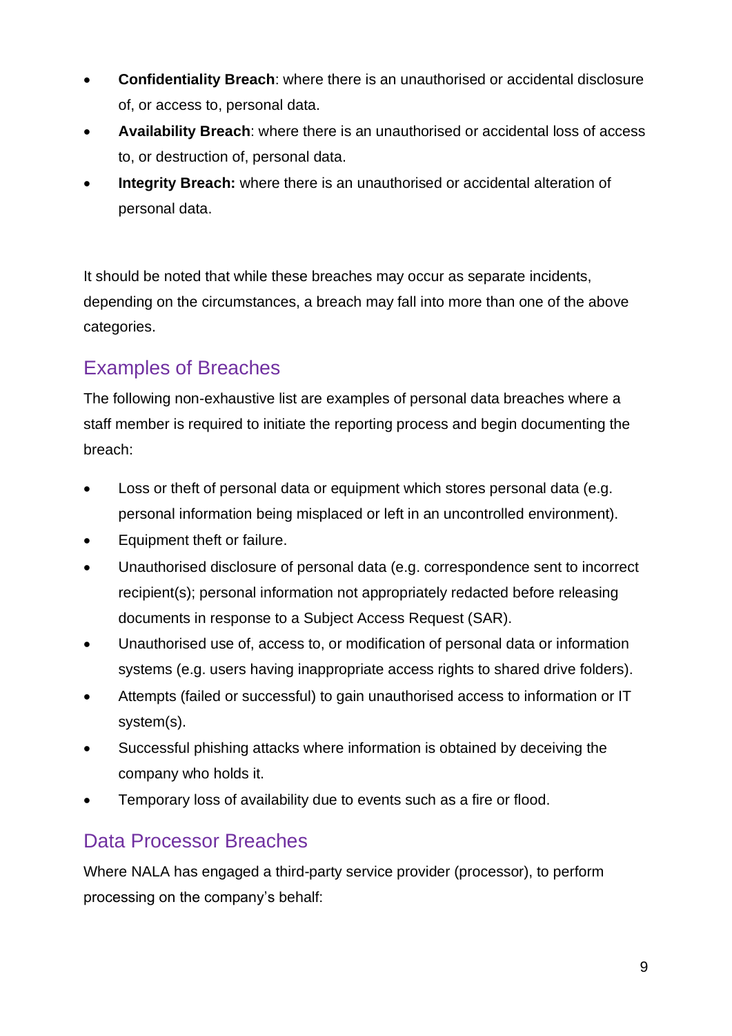- **Confidentiality Breach**: where there is an unauthorised or accidental disclosure of, or access to, personal data.
- **Availability Breach**: where there is an unauthorised or accidental loss of access to, or destruction of, personal data.
- **Integrity Breach:** where there is an unauthorised or accidental alteration of personal data.

It should be noted that while these breaches may occur as separate incidents, depending on the circumstances, a breach may fall into more than one of the above categories.

## Examples of Breaches

The following non-exhaustive list are examples of personal data breaches where a staff member is required to initiate the reporting process and begin documenting the breach:

- Loss or theft of personal data or equipment which stores personal data (e.g. personal information being misplaced or left in an uncontrolled environment).
- Equipment theft or failure.
- Unauthorised disclosure of personal data (e.g. correspondence sent to incorrect recipient(s); personal information not appropriately redacted before releasing documents in response to a Subject Access Request (SAR).
- Unauthorised use of, access to, or modification of personal data or information systems (e.g. users having inappropriate access rights to shared drive folders).
- Attempts (failed or successful) to gain unauthorised access to information or IT system(s).
- Successful phishing attacks where information is obtained by deceiving the company who holds it.
- Temporary loss of availability due to events such as a fire or flood.

## Data Processor Breaches

Where NALA has engaged a third-party service provider (processor), to perform processing on the company's behalf: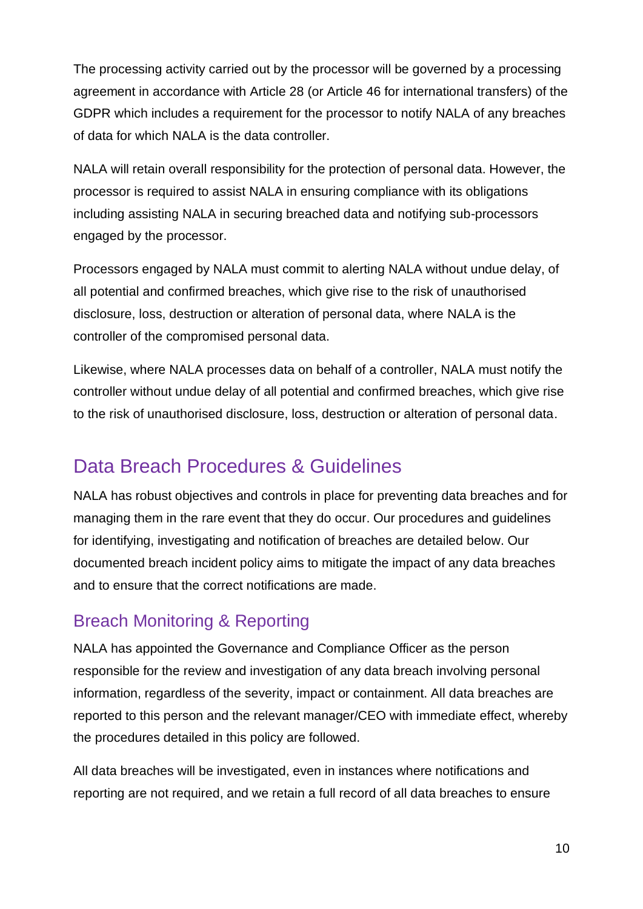The processing activity carried out by the processor will be governed by a processing agreement in accordance with Article 28 (or Article 46 for international transfers) of the GDPR which includes a requirement for the processor to notify NALA of any breaches of data for which NALA is the data controller.

NALA will retain overall responsibility for the protection of personal data. However, the processor is required to assist NALA in ensuring compliance with its obligations including assisting NALA in securing breached data and notifying sub-processors engaged by the processor.

Processors engaged by NALA must commit to alerting NALA without undue delay, of all potential and confirmed breaches, which give rise to the risk of unauthorised disclosure, loss, destruction or alteration of personal data, where NALA is the controller of the compromised personal data.

Likewise, where NALA processes data on behalf of a controller, NALA must notify the controller without undue delay of all potential and confirmed breaches, which give rise to the risk of unauthorised disclosure, loss, destruction or alteration of personal data.

## Data Breach Procedures & Guidelines

NALA has robust objectives and controls in place for preventing data breaches and for managing them in the rare event that they do occur. Our procedures and guidelines for identifying, investigating and notification of breaches are detailed below. Our documented breach incident policy aims to mitigate the impact of any data breaches and to ensure that the correct notifications are made.

### Breach Monitoring & Reporting

NALA has appointed the Governance and Compliance Officer as the person responsible for the review and investigation of any data breach involving personal information, regardless of the severity, impact or containment. All data breaches are reported to this person and the relevant manager/CEO with immediate effect, whereby the procedures detailed in this policy are followed.

All data breaches will be investigated, even in instances where notifications and reporting are not required, and we retain a full record of all data breaches to ensure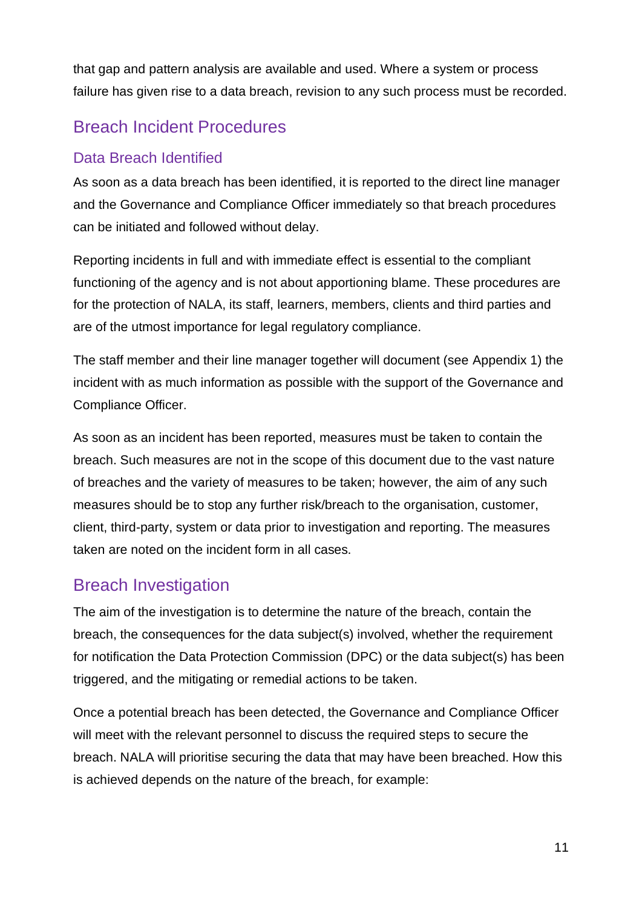that gap and pattern analysis are available and used. Where a system or process failure has given rise to a data breach, revision to any such process must be recorded.

## Breach Incident Procedures

### Data Breach Identified

As soon as a data breach has been identified, it is reported to the direct line manager and the Governance and Compliance Officer immediately so that breach procedures can be initiated and followed without delay.

Reporting incidents in full and with immediate effect is essential to the compliant functioning of the agency and is not about apportioning blame. These procedures are for the protection of NALA, its staff, learners, members, clients and third parties and are of the utmost importance for legal regulatory compliance.

The staff member and their line manager together will document (see Appendix 1) the incident with as much information as possible with the support of the Governance and Compliance Officer.

As soon as an incident has been reported, measures must be taken to contain the breach. Such measures are not in the scope of this document due to the vast nature of breaches and the variety of measures to be taken; however, the aim of any such measures should be to stop any further risk/breach to the organisation, customer, client, third-party, system or data prior to investigation and reporting. The measures taken are noted on the incident form in all cases.

## Breach Investigation

The aim of the investigation is to determine the nature of the breach, contain the breach, the consequences for the data subject(s) involved, whether the requirement for notification the Data Protection Commission (DPC) or the data subject(s) has been triggered, and the mitigating or remedial actions to be taken.

Once a potential breach has been detected, the Governance and Compliance Officer will meet with the relevant personnel to discuss the required steps to secure the breach. NALA will prioritise securing the data that may have been breached. How this is achieved depends on the nature of the breach, for example: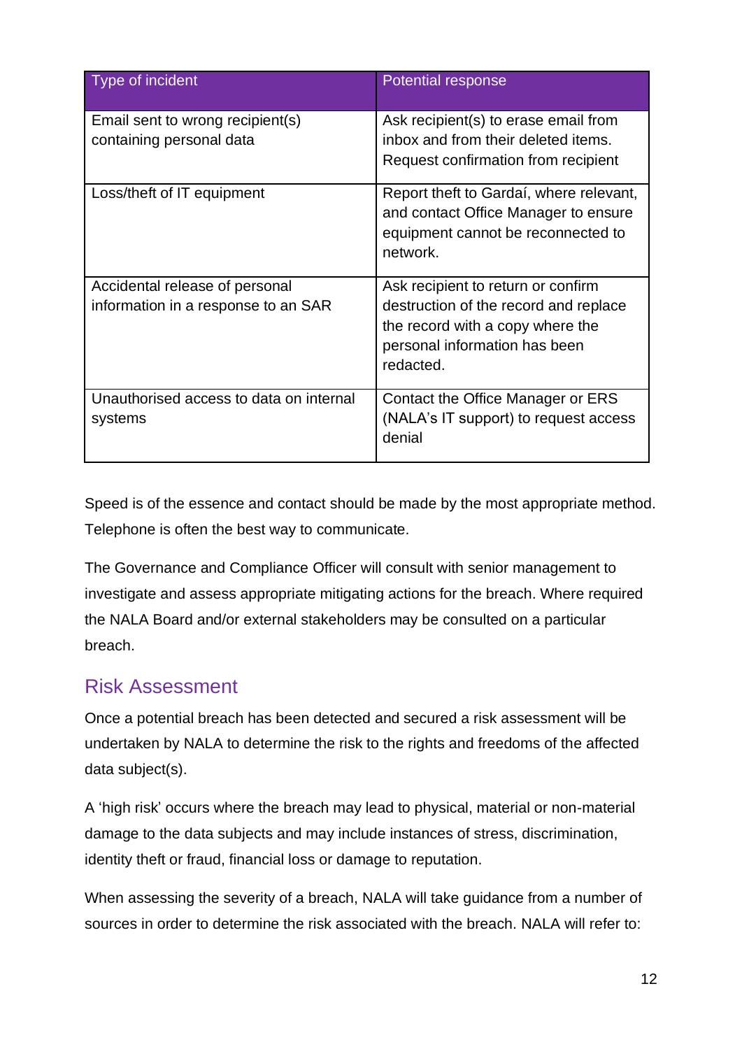| Type of incident | Potential response |
|---|---|
| Email sent to wrong recipient(s) containing personal data | Ask recipient(s) to erase email from inbox and from their deleted items. Request confirmation from recipient |
| Loss/theft of IT equipment | Report theft to Gardaí, where relevant, and contact Office Manager to ensure equipment cannot be reconnected to network. |
| Accidental release of personal information in a response to an SAR | Ask recipient to return or confirm destruction of the record and replace the record with a copy where the personal information has been redacted. |
| Unauthorised access to data on internal systems | Contact the Office Manager or ERS (NALA's IT support) to request access denial |

Speed is of the essence and contact should be made by the most appropriate method. Telephone is often the best way to communicate.

The Governance and Compliance Officer will consult with senior management to investigate and assess appropriate mitigating actions for the breach. Where required the NALA Board and/or external stakeholders may be consulted on a particular breach.

## Risk Assessment

Once a potential breach has been detected and secured a risk assessment will be undertaken by NALA to determine the risk to the rights and freedoms of the affected data subject(s).

A 'high risk' occurs where the breach may lead to physical, material or non-material damage to the data subjects and may include instances of stress, discrimination, identity theft or fraud, financial loss or damage to reputation.

When assessing the severity of a breach, NALA will take guidance from a number of sources in order to determine the risk associated with the breach. NALA will refer to: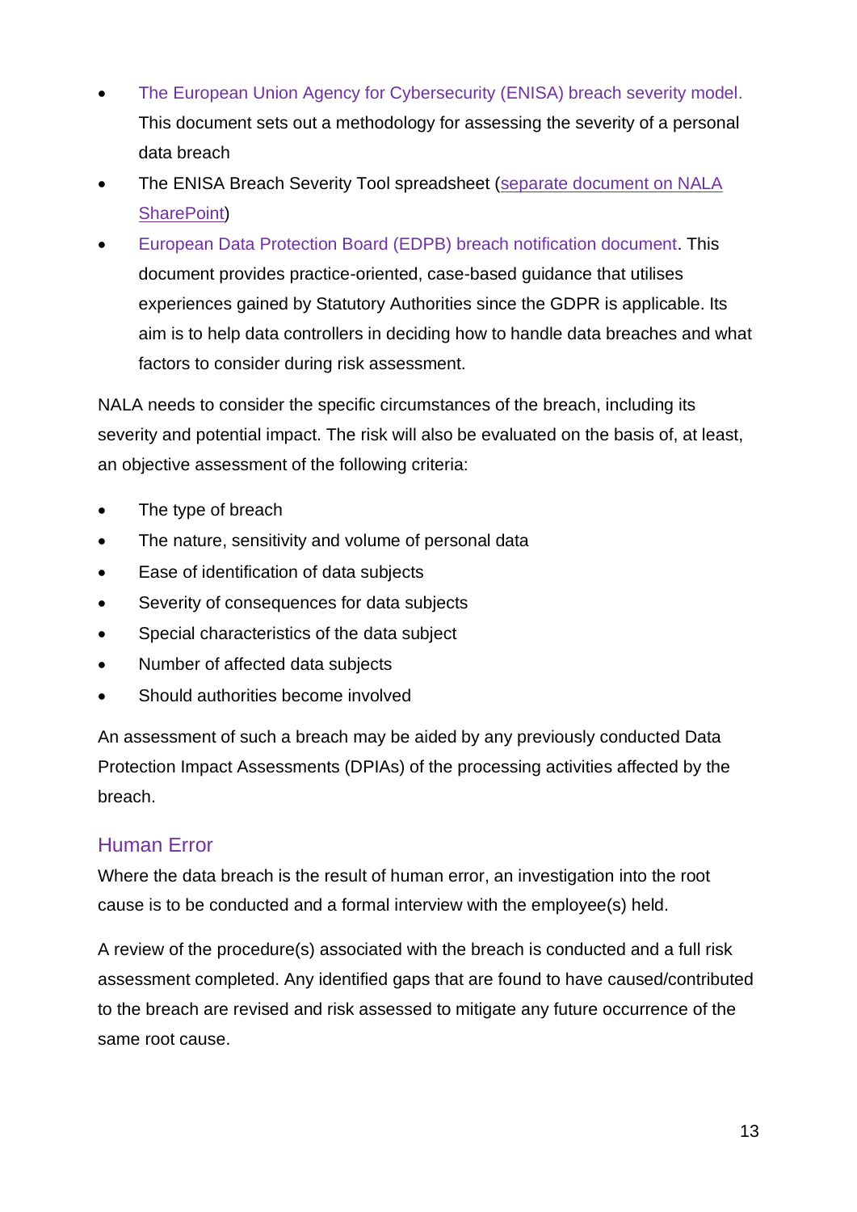- The European Union Agency for Cybersecurity (ENISA) breach severity model. This document sets out a methodology for assessing the severity of a personal data breach
- The ENISA Breach Severity Tool spreadsheet (separate document on NALA SharePoint)
- European Data Protection Board (EDPB) breach notification document. This document provides practice-oriented, case-based guidance that utilises experiences gained by Statutory Authorities since the GDPR is applicable. Its aim is to help data controllers in deciding how to handle data breaches and what factors to consider during risk assessment.

NALA needs to consider the specific circumstances of the breach, including its severity and potential impact. The risk will also be evaluated on the basis of, at least, an objective assessment of the following criteria:

- The type of breach
- The nature, sensitivity and volume of personal data
- Ease of identification of data subjects
- Severity of consequences for data subjects
- Special characteristics of the data subject
- Number of affected data subjects
- Should authorities become involved

An assessment of such a breach may be aided by any previously conducted Data Protection Impact Assessments (DPIAs) of the processing activities affected by the breach.

## Human Error

Where the data breach is the result of human error, an investigation into the root cause is to be conducted and a formal interview with the employee(s) held.

A review of the procedure(s) associated with the breach is conducted and a full risk assessment completed. Any identified gaps that are found to have caused/contributed to the breach are revised and risk assessed to mitigate any future occurrence of the same root cause.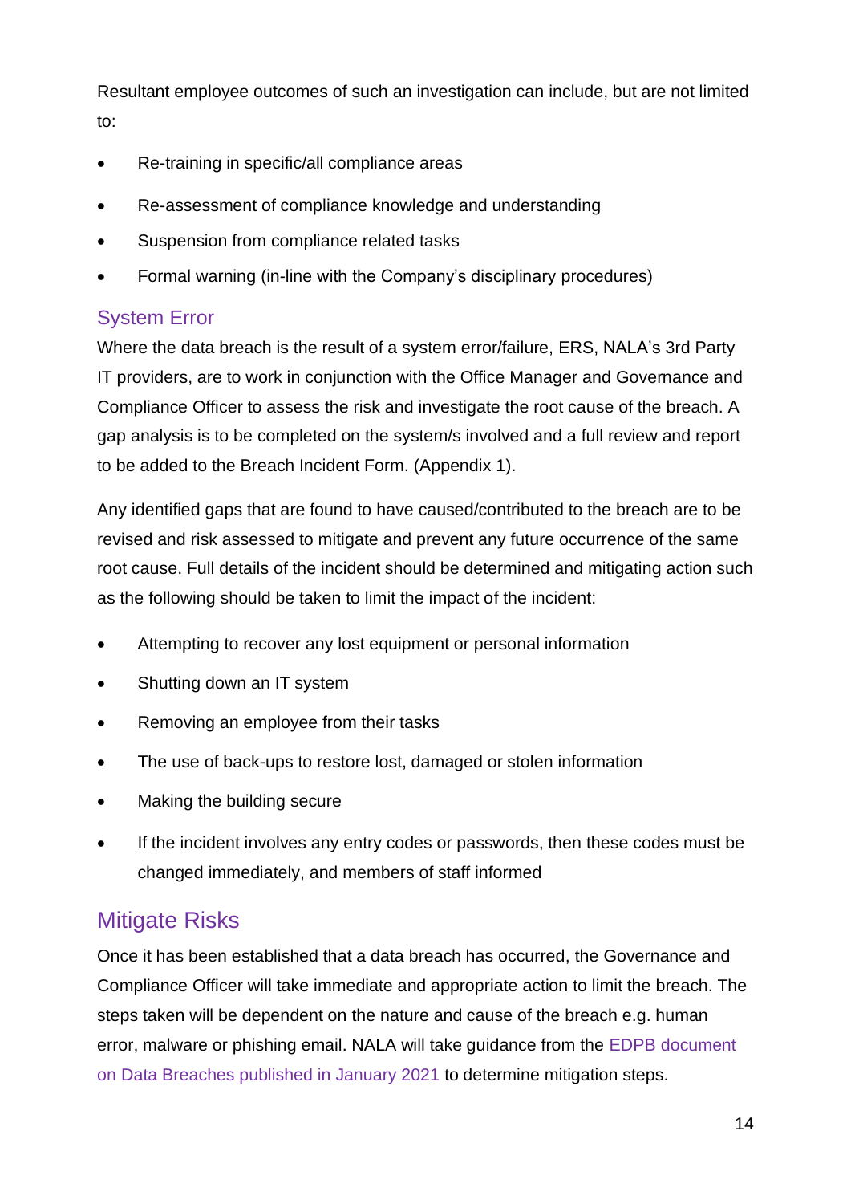Resultant employee outcomes of such an investigation can include, but are not limited to:

- Re-training in specific/all compliance areas
- Re-assessment of compliance knowledge and understanding
- Suspension from compliance related tasks
- Formal warning (in-line with the Company's disciplinary procedures)

### System Error

Where the data breach is the result of a system error/failure, ERS, NALA's 3rd Party IT providers, are to work in conjunction with the Office Manager and Governance and Compliance Officer to assess the risk and investigate the root cause of the breach. A gap analysis is to be completed on the system/s involved and a full review and report to be added to the Breach Incident Form. (Appendix 1).

Any identified gaps that are found to have caused/contributed to the breach are to be revised and risk assessed to mitigate and prevent any future occurrence of the same root cause. Full details of the incident should be determined and mitigating action such as the following should be taken to limit the impact of the incident:

- Attempting to recover any lost equipment or personal information
- Shutting down an IT system
- Removing an employee from their tasks
- The use of back-ups to restore lost, damaged or stolen information
- Making the building secure
- If the incident involves any entry codes or passwords, then these codes must be changed immediately, and members of staff informed

## Mitigate Risks

Once it has been established that a data breach has occurred, the Governance and Compliance Officer will take immediate and appropriate action to limit the breach. The steps taken will be dependent on the nature and cause of the breach e.g. human error, malware or phishing email. NALA will take guidance from the EDPB document on Data Breaches published in January 2021 to determine mitigation steps.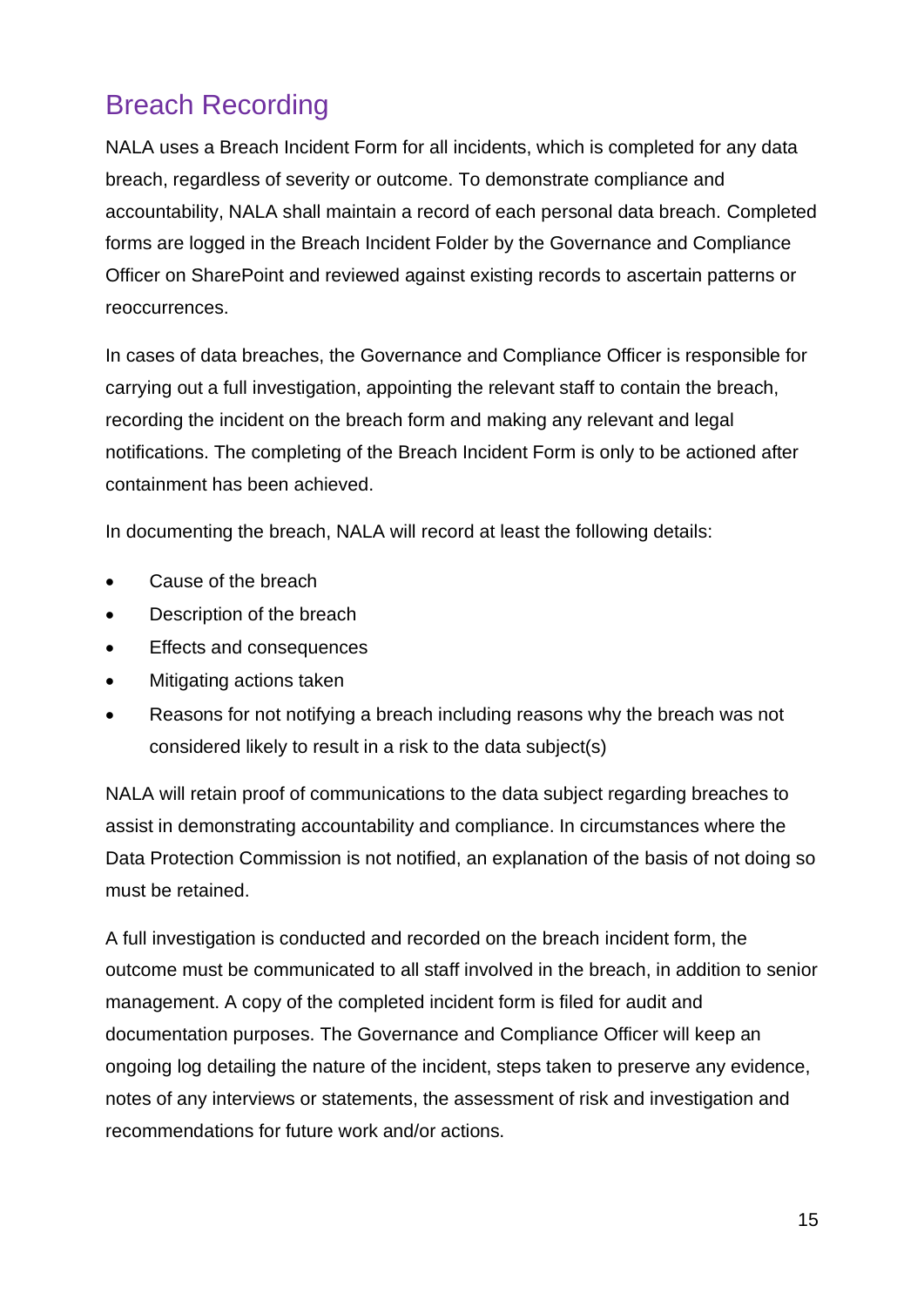## Breach Recording

NALA uses a Breach Incident Form for all incidents, which is completed for any data breach, regardless of severity or outcome. To demonstrate compliance and accountability, NALA shall maintain a record of each personal data breach. Completed forms are logged in the Breach Incident Folder by the Governance and Compliance Officer on SharePoint and reviewed against existing records to ascertain patterns or reoccurrences.

In cases of data breaches, the Governance and Compliance Officer is responsible for carrying out a full investigation, appointing the relevant staff to contain the breach, recording the incident on the breach form and making any relevant and legal notifications. The completing of the Breach Incident Form is only to be actioned after containment has been achieved.

In documenting the breach, NALA will record at least the following details:

- Cause of the breach
- Description of the breach
- Effects and consequences
- Mitigating actions taken
- Reasons for not notifying a breach including reasons why the breach was not considered likely to result in a risk to the data subject(s)

NALA will retain proof of communications to the data subject regarding breaches to assist in demonstrating accountability and compliance. In circumstances where the Data Protection Commission is not notified, an explanation of the basis of not doing so must be retained.

A full investigation is conducted and recorded on the breach incident form, the outcome must be communicated to all staff involved in the breach, in addition to senior management. A copy of the completed incident form is filed for audit and documentation purposes. The Governance and Compliance Officer will keep an ongoing log detailing the nature of the incident, steps taken to preserve any evidence, notes of any interviews or statements, the assessment of risk and investigation and recommendations for future work and/or actions.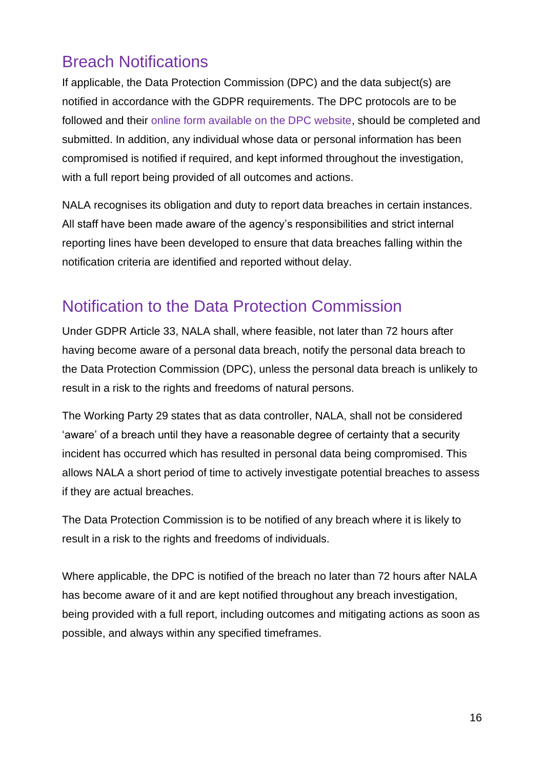## Breach Notifications

If applicable, the Data Protection Commission (DPC) and the data subject(s) are notified in accordance with the GDPR requirements. The DPC protocols are to be followed and their online form available on the DPC website, should be completed and submitted. In addition, any individual whose data or personal information has been compromised is notified if required, and kept informed throughout the investigation, with a full report being provided of all outcomes and actions.

NALA recognises its obligation and duty to report data breaches in certain instances. All staff have been made aware of the agency's responsibilities and strict internal reporting lines have been developed to ensure that data breaches falling within the notification criteria are identified and reported without delay.

## Notification to the Data Protection Commission

Under GDPR Article 33, NALA shall, where feasible, not later than 72 hours after having become aware of a personal data breach, notify the personal data breach to the Data Protection Commission (DPC), unless the personal data breach is unlikely to result in a risk to the rights and freedoms of natural persons.

The Working Party 29 states that as data controller, NALA, shall not be considered 'aware' of a breach until they have a reasonable degree of certainty that a security incident has occurred which has resulted in personal data being compromised. This allows NALA a short period of time to actively investigate potential breaches to assess if they are actual breaches.

The Data Protection Commission is to be notified of any breach where it is likely to result in a risk to the rights and freedoms of individuals.

Where applicable, the DPC is notified of the breach no later than 72 hours after NALA has become aware of it and are kept notified throughout any breach investigation, being provided with a full report, including outcomes and mitigating actions as soon as possible, and always within any specified timeframes.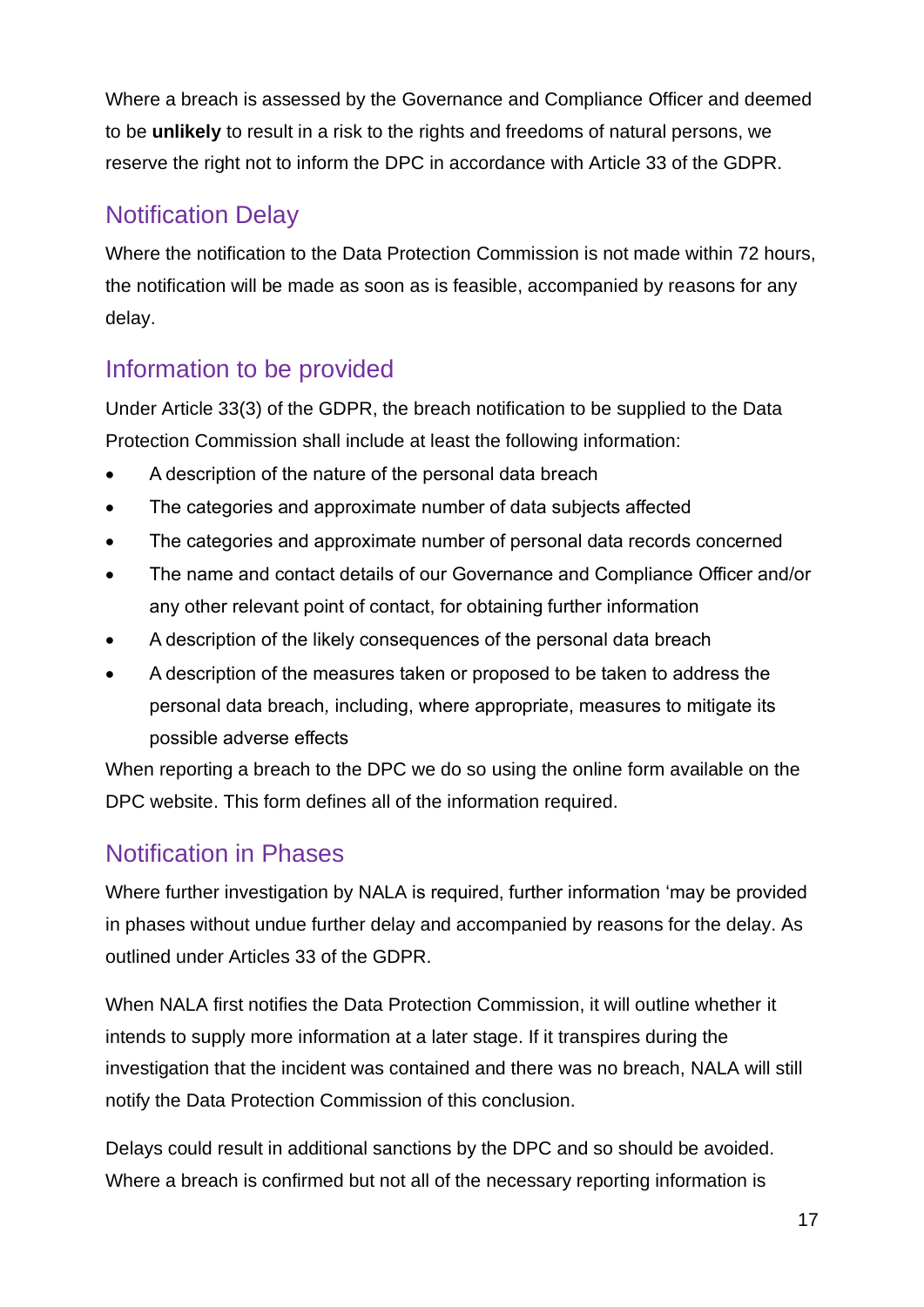Where a breach is assessed by the Governance and Compliance Officer and deemed to be **unlikely** to result in a risk to the rights and freedoms of natural persons, we reserve the right not to inform the DPC in accordance with Article 33 of the GDPR.

## Notification Delay

Where the notification to the Data Protection Commission is not made within 72 hours, the notification will be made as soon as is feasible, accompanied by reasons for any delay.

## Information to be provided

Under Article 33(3) of the GDPR, the breach notification to be supplied to the Data Protection Commission shall include at least the following information:

- A description of the nature of the personal data breach
- The categories and approximate number of data subjects affected
- The categories and approximate number of personal data records concerned
- The name and contact details of our Governance and Compliance Officer and/or any other relevant point of contact, for obtaining further information
- A description of the likely consequences of the personal data breach
- A description of the measures taken or proposed to be taken to address the personal data breach, including, where appropriate, measures to mitigate its possible adverse effects

When reporting a breach to the DPC we do so using the online form available on the DPC website. This form defines all of the information required.

## Notification in Phases

Where further investigation by NALA is required, further information 'may be provided in phases without undue further delay and accompanied by reasons for the delay. As outlined under Articles 33 of the GDPR.

When NALA first notifies the Data Protection Commission, it will outline whether it intends to supply more information at a later stage. If it transpires during the investigation that the incident was contained and there was no breach, NALA will still notify the Data Protection Commission of this conclusion.

Delays could result in additional sanctions by the DPC and so should be avoided. Where a breach is confirmed but not all of the necessary reporting information is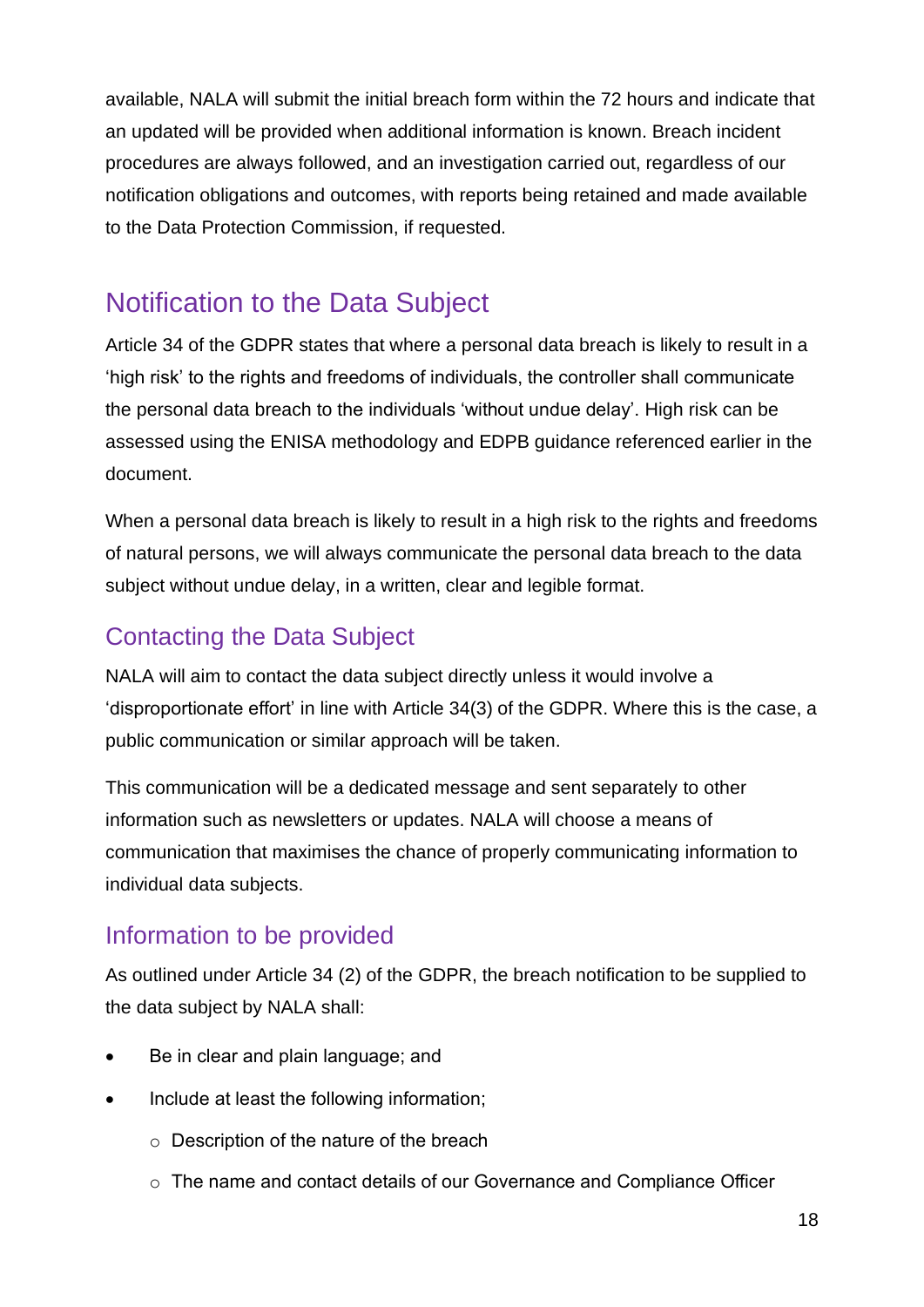available, NALA will submit the initial breach form within the 72 hours and indicate that an updated will be provided when additional information is known. Breach incident procedures are always followed, and an investigation carried out, regardless of our notification obligations and outcomes, with reports being retained and made available to the Data Protection Commission, if requested.

## Notification to the Data Subject

Article 34 of the GDPR states that where a personal data breach is likely to result in a 'high risk' to the rights and freedoms of individuals, the controller shall communicate the personal data breach to the individuals 'without undue delay'. High risk can be assessed using the ENISA methodology and EDPB guidance referenced earlier in the document.

When a personal data breach is likely to result in a high risk to the rights and freedoms of natural persons, we will always communicate the personal data breach to the data subject without undue delay, in a written, clear and legible format.

### Contacting the Data Subject

NALA will aim to contact the data subject directly unless it would involve a 'disproportionate effort' in line with Article 34(3) of the GDPR. Where this is the case, a public communication or similar approach will be taken.

This communication will be a dedicated message and sent separately to other information such as newsletters or updates. NALA will choose a means of communication that maximises the chance of properly communicating information to individual data subjects.

### Information to be provided

As outlined under Article 34 (2) of the GDPR, the breach notification to be supplied to the data subject by NALA shall:

- Be in clear and plain language; and
- Include at least the following information;
  - Description of the nature of the breach
  - The name and contact details of our Governance and Compliance Officer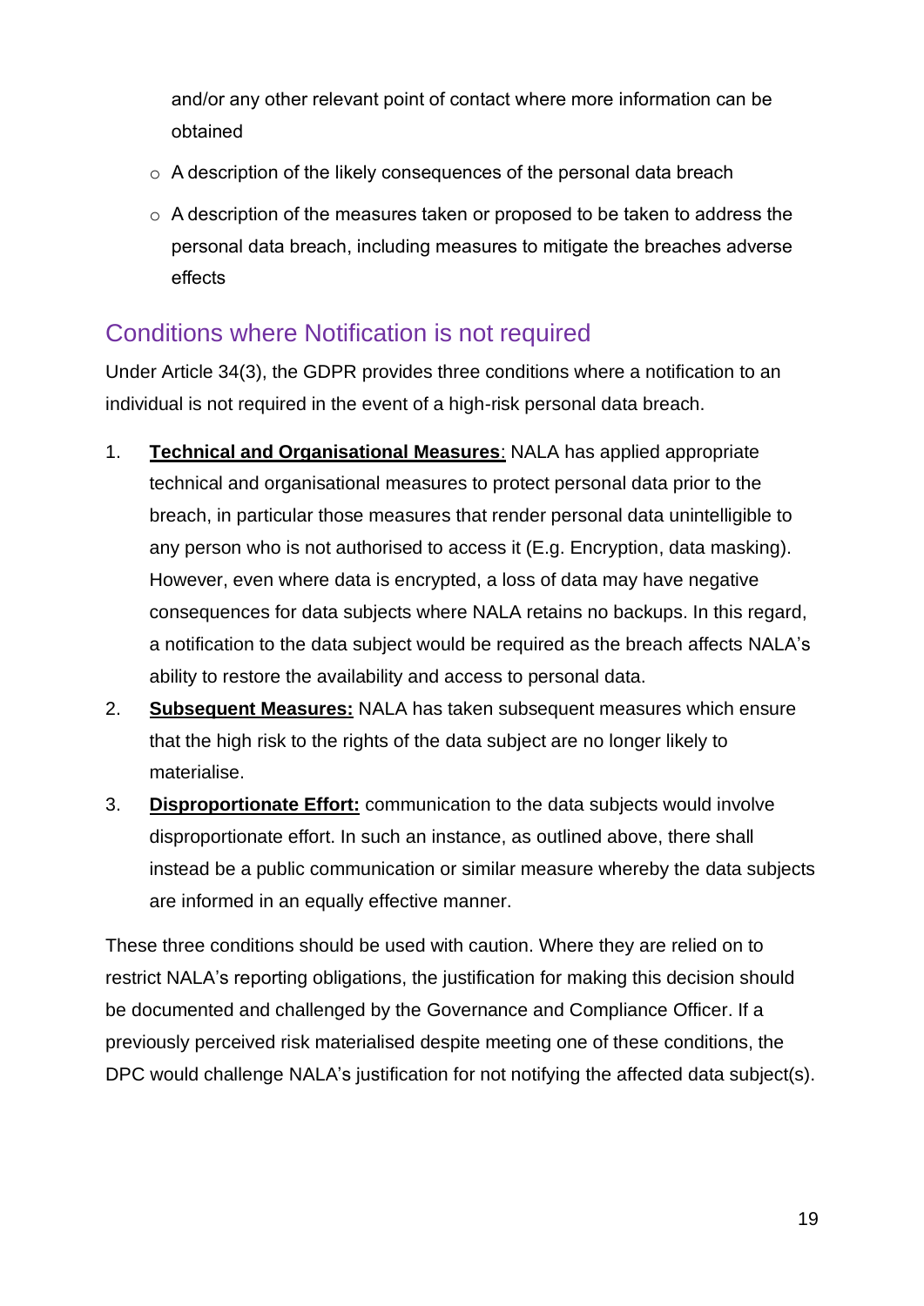and/or any other relevant point of contact where more information can be obtained

- A description of the likely consequences of the personal data breach
- A description of the measures taken or proposed to be taken to address the personal data breach, including measures to mitigate the breaches adverse effects

## Conditions where Notification is not required

Under Article 34(3), the GDPR provides three conditions where a notification to an individual is not required in the event of a high-risk personal data breach.

1. **Technical and Organisational Measures**: NALA has applied appropriate technical and organisational measures to protect personal data prior to the breach, in particular those measures that render personal data unintelligible to any person who is not authorised to access it (E.g. Encryption, data masking). However, even where data is encrypted, a loss of data may have negative consequences for data subjects where NALA retains no backups. In this regard, a notification to the data subject would be required as the breach affects NALA's ability to restore the availability and access to personal data.
2. **Subsequent Measures:** NALA has taken subsequent measures which ensure that the high risk to the rights of the data subject are no longer likely to materialise.
3. **Disproportionate Effort:** communication to the data subjects would involve disproportionate effort. In such an instance, as outlined above, there shall instead be a public communication or similar measure whereby the data subjects are informed in an equally effective manner.

These three conditions should be used with caution. Where they are relied on to restrict NALA's reporting obligations, the justification for making this decision should be documented and challenged by the Governance and Compliance Officer. If a previously perceived risk materialised despite meeting one of these conditions, the DPC would challenge NALA's justification for not notifying the affected data subject(s).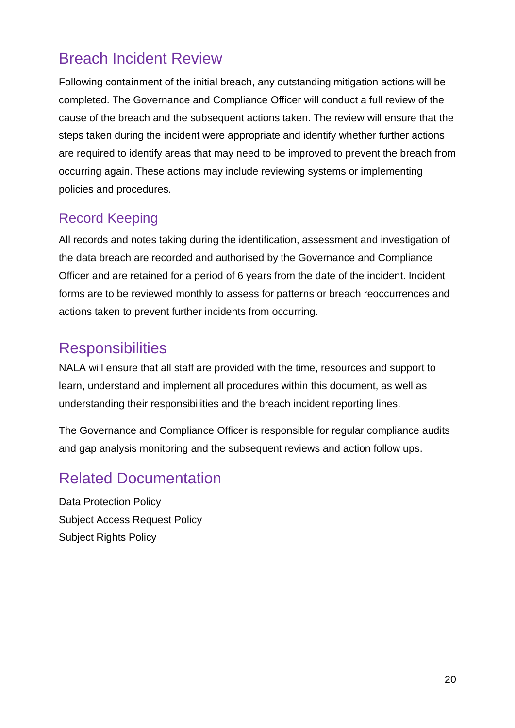## Breach Incident Review

Following containment of the initial breach, any outstanding mitigation actions will be completed. The Governance and Compliance Officer will conduct a full review of the cause of the breach and the subsequent actions taken. The review will ensure that the steps taken during the incident were appropriate and identify whether further actions are required to identify areas that may need to be improved to prevent the breach from occurring again. These actions may include reviewing systems or implementing policies and procedures.

## Record Keeping

All records and notes taking during the identification, assessment and investigation of the data breach are recorded and authorised by the Governance and Compliance Officer and are retained for a period of 6 years from the date of the incident. Incident forms are to be reviewed monthly to assess for patterns or breach reoccurrences and actions taken to prevent further incidents from occurring.

# Responsibilities

NALA will ensure that all staff are provided with the time, resources and support to learn, understand and implement all procedures within this document, as well as understanding their responsibilities and the breach incident reporting lines.

The Governance and Compliance Officer is responsible for regular compliance audits and gap analysis monitoring and the subsequent reviews and action follow ups.

# Related Documentation

Data Protection Policy
Subject Access Request Policy
Subject Rights Policy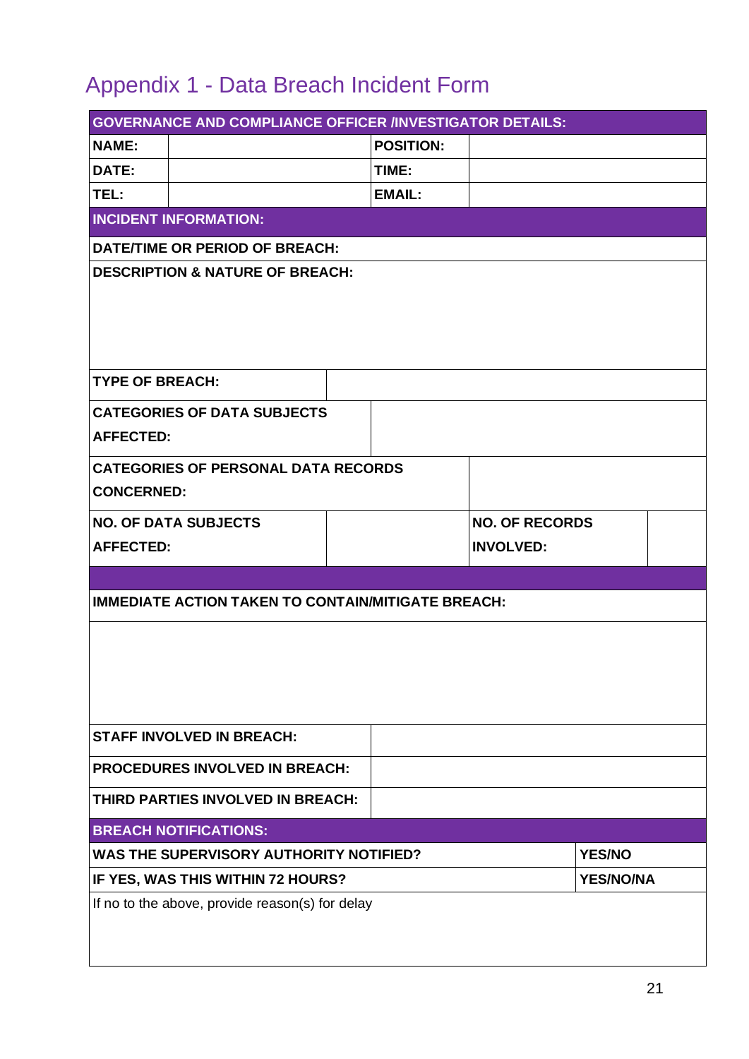# Appendix 1 - Data Breach Incident Form

| **GOVERNANCE AND COMPLIANCE OFFICER /INVESTIGATOR DETAILS:** | | | |
|---|---|---|---|
| **NAME:** | | **POSITION:** | |
| **DATE:** | | **TIME:** | |
| **TEL:** | | **EMAIL:** | |
| **INCIDENT INFORMATION:** | | | |
| **DATE/TIME OR PERIOD OF BREACH:** | | | |
| **DESCRIPTION & NATURE OF BREACH:** | | | |
| **TYPE OF BREACH:** | | | |
| **CATEGORIES OF DATA SUBJECTS AFFECTED:** | | | |
| **CATEGORIES OF PERSONAL DATA RECORDS CONCERNED:** | | | |
| **NO. OF DATA SUBJECTS AFFECTED:** | | **NO. OF RECORDS INVOLVED:** | |
| | | | |
| **IMMEDIATE ACTION TAKEN TO CONTAIN/MITIGATE BREACH:** | | | |
| | | | |
| **STAFF INVOLVED IN BREACH:** | | | |
| **PROCEDURES INVOLVED IN BREACH:** | | | |
| **THIRD PARTIES INVOLVED IN BREACH:** | | | |
| **BREACH NOTIFICATIONS:** | | | |
| **WAS THE SUPERVISORY AUTHORITY NOTIFIED?** | | | **YES/NO** |
| **IF YES, WAS THIS WITHIN 72 HOURS?** | | | **YES/NO/NA** |
| If no to the above, provide reason(s) for delay | | | |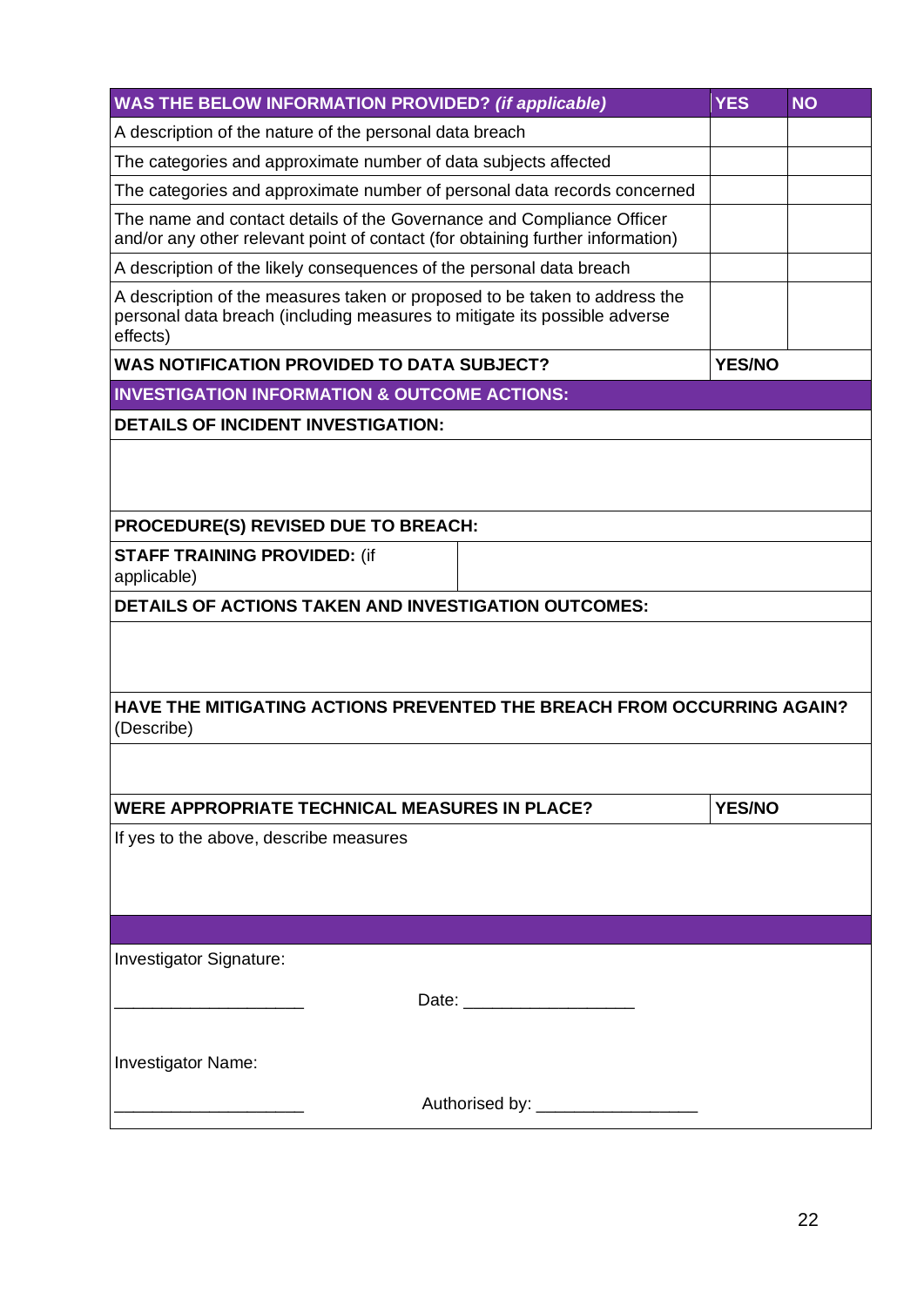| **WAS THE BELOW INFORMATION PROVIDED?** ***(if applicable)*** | **YES** | **NO** |
|---|---|---|
| A description of the nature of the personal data breach | | |
| The categories and approximate number of data subjects affected | | |
| The categories and approximate number of personal data records concerned | | |
| The name and contact details of the Governance and Compliance Officer and/or any other relevant point of contact (for obtaining further information) | | |
| A description of the likely consequences of the personal data breach | | |
| A description of the measures taken or proposed to be taken to address the personal data breach (including measures to mitigate its possible adverse effects) | | |
| **WAS NOTIFICATION PROVIDED TO DATA SUBJECT?** | **YES/NO** | |
| **INVESTIGATION INFORMATION & OUTCOME ACTIONS:** | | |
| **DETAILS OF INCIDENT INVESTIGATION:** | | |
| | | |
| **PROCEDURE(S) REVISED DUE TO BREACH:** | | |
| **STAFF TRAINING PROVIDED:** (if applicable) | | |
| **DETAILS OF ACTIONS TAKEN AND INVESTIGATION OUTCOMES:** | | |
| | | |
| **HAVE THE MITIGATING ACTIONS PREVENTED THE BREACH FROM OCCURRING AGAIN?** (Describe) | | |
| | | |
| **WERE APPROPRIATE TECHNICAL MEASURES IN PLACE?** | **YES/NO** | |
| If yes to the above, describe measures | | |

Investigator Signature:

____________________ Date: __________________

Investigator Name:

____________________ Authorised by: _________________